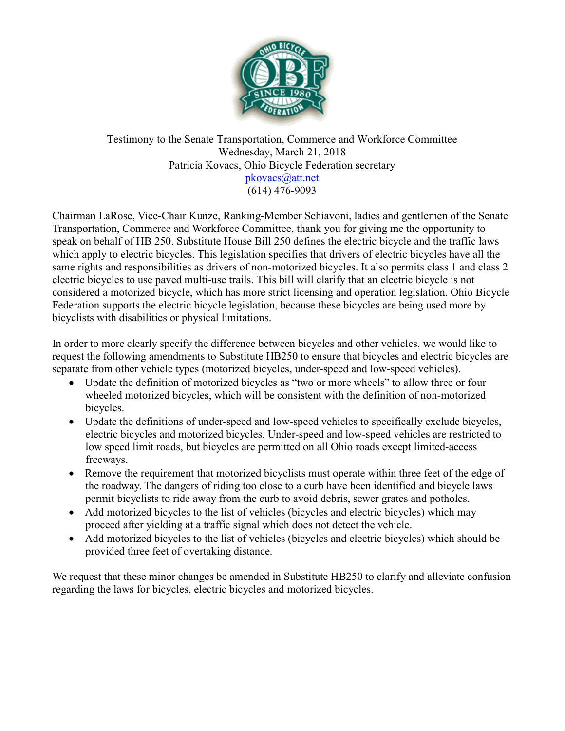Testimony to the Senate Transportation, Commerce and Workforce Committee
Wednesday, March 21, 2018
Patricia Kovacs, Ohio Bicycle Federation secretary
pkovacs@att.net
(614) 476-9093

Chairman LaRose, Vice-Chair Kunze, Ranking-Member Schiavoni, ladies and gentlemen of the Senate Transportation, Commerce and Workforce Committee, thank you for giving me the opportunity to speak on behalf of HB 250. Substitute House Bill 250 defines the electric bicycle and the traffic laws which apply to electric bicycles. This legislation specifies that drivers of electric bicycles have all the same rights and responsibilities as drivers of non-motorized bicycles. It also permits class 1 and class 2 electric bicycles to use paved multi-use trails. This bill will clarify that an electric bicycle is not considered a motorized bicycle, which has more strict licensing and operation legislation. Ohio Bicycle Federation supports the electric bicycle legislation, because these bicycles are being used more by bicyclists with disabilities or physical limitations.

In order to more clearly specify the difference between bicycles and other vehicles, we would like to request the following amendments to Substitute HB250 to ensure that bicycles and electric bicycles are separate from other vehicle types (motorized bicycles, under-speed and low-speed vehicles).

- Update the definition of motorized bicycles as "two or more wheels" to allow three or four wheeled motorized bicycles, which will be consistent with the definition of non-motorized bicycles.
- Update the definitions of under-speed and low-speed vehicles to specifically exclude bicycles, electric bicycles and motorized bicycles. Under-speed and low-speed vehicles are restricted to low speed limit roads, but bicycles are permitted on all Ohio roads except limited-access freeways.
- Remove the requirement that motorized bicyclists must operate within three feet of the edge of the roadway. The dangers of riding too close to a curb have been identified and bicycle laws permit bicyclists to ride away from the curb to avoid debris, sewer grates and potholes.
- Add motorized bicycles to the list of vehicles (bicycles and electric bicycles) which may proceed after yielding at a traffic signal which does not detect the vehicle.
- Add motorized bicycles to the list of vehicles (bicycles and electric bicycles) which should be provided three feet of overtaking distance.

We request that these minor changes be amended in Substitute HB250 to clarify and alleviate confusion regarding the laws for bicycles, electric bicycles and motorized bicycles.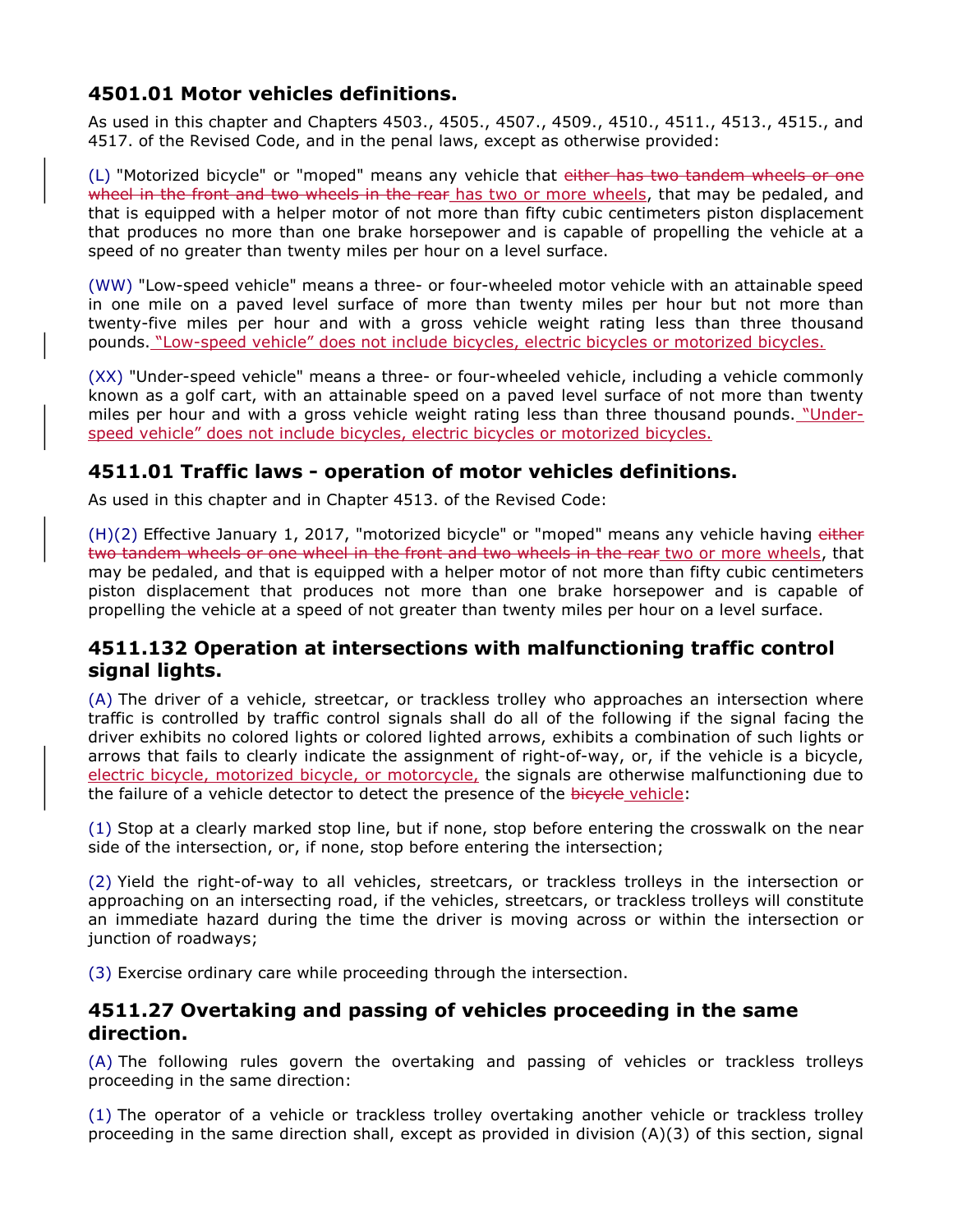## 4501.01 Motor vehicles definitions.

As used in this chapter and Chapters 4503., 4505., 4507., 4509., 4510., 4511., 4513., 4515., and 4517. of the Revised Code, and in the penal laws, except as otherwise provided:

(L) "Motorized bicycle" or "moped" means any vehicle that ~~either has two tandem wheels or one wheel in the front and two wheels in the rear~~ has two or more wheels, that may be pedaled, and that is equipped with a helper motor of not more than fifty cubic centimeters piston displacement that produces no more than one brake horsepower and is capable of propelling the vehicle at a speed of no greater than twenty miles per hour on a level surface.

(WW) "Low-speed vehicle" means a three- or four-wheeled motor vehicle with an attainable speed in one mile on a paved level surface of more than twenty miles per hour but not more than twenty-five miles per hour and with a gross vehicle weight rating less than three thousand pounds. "Low-speed vehicle" does not include bicycles, electric bicycles or motorized bicycles.

(XX) "Under-speed vehicle" means a three- or four-wheeled vehicle, including a vehicle commonly known as a golf cart, with an attainable speed on a paved level surface of not more than twenty miles per hour and with a gross vehicle weight rating less than three thousand pounds. "Under-speed vehicle" does not include bicycles, electric bicycles or motorized bicycles.

## 4511.01 Traffic laws - operation of motor vehicles definitions.

As used in this chapter and in Chapter 4513. of the Revised Code:

(H)(2) Effective January 1, 2017, "motorized bicycle" or "moped" means any vehicle having ~~either two tandem wheels or one wheel in the front and two wheels in the rear~~ two or more wheels, that may be pedaled, and that is equipped with a helper motor of not more than fifty cubic centimeters piston displacement that produces not more than one brake horsepower and is capable of propelling the vehicle at a speed of not greater than twenty miles per hour on a level surface.

## 4511.132 Operation at intersections with malfunctioning traffic control signal lights.

(A) The driver of a vehicle, streetcar, or trackless trolley who approaches an intersection where traffic is controlled by traffic control signals shall do all of the following if the signal facing the driver exhibits no colored lights or colored lighted arrows, exhibits a combination of such lights or arrows that fails to clearly indicate the assignment of right-of-way, or, if the vehicle is a bicycle, electric bicycle, motorized bicycle, or motorcycle, the signals are otherwise malfunctioning due to the failure of a vehicle detector to detect the presence of the ~~bicycle~~ vehicle:

(1) Stop at a clearly marked stop line, but if none, stop before entering the crosswalk on the near side of the intersection, or, if none, stop before entering the intersection;

(2) Yield the right-of-way to all vehicles, streetcars, or trackless trolleys in the intersection or approaching on an intersecting road, if the vehicles, streetcars, or trackless trolleys will constitute an immediate hazard during the time the driver is moving across or within the intersection or junction of roadways;

(3) Exercise ordinary care while proceeding through the intersection.

## 4511.27 Overtaking and passing of vehicles proceeding in the same direction.

(A) The following rules govern the overtaking and passing of vehicles or trackless trolleys proceeding in the same direction:

(1) The operator of a vehicle or trackless trolley overtaking another vehicle or trackless trolley proceeding in the same direction shall, except as provided in division (A)(3) of this section, signal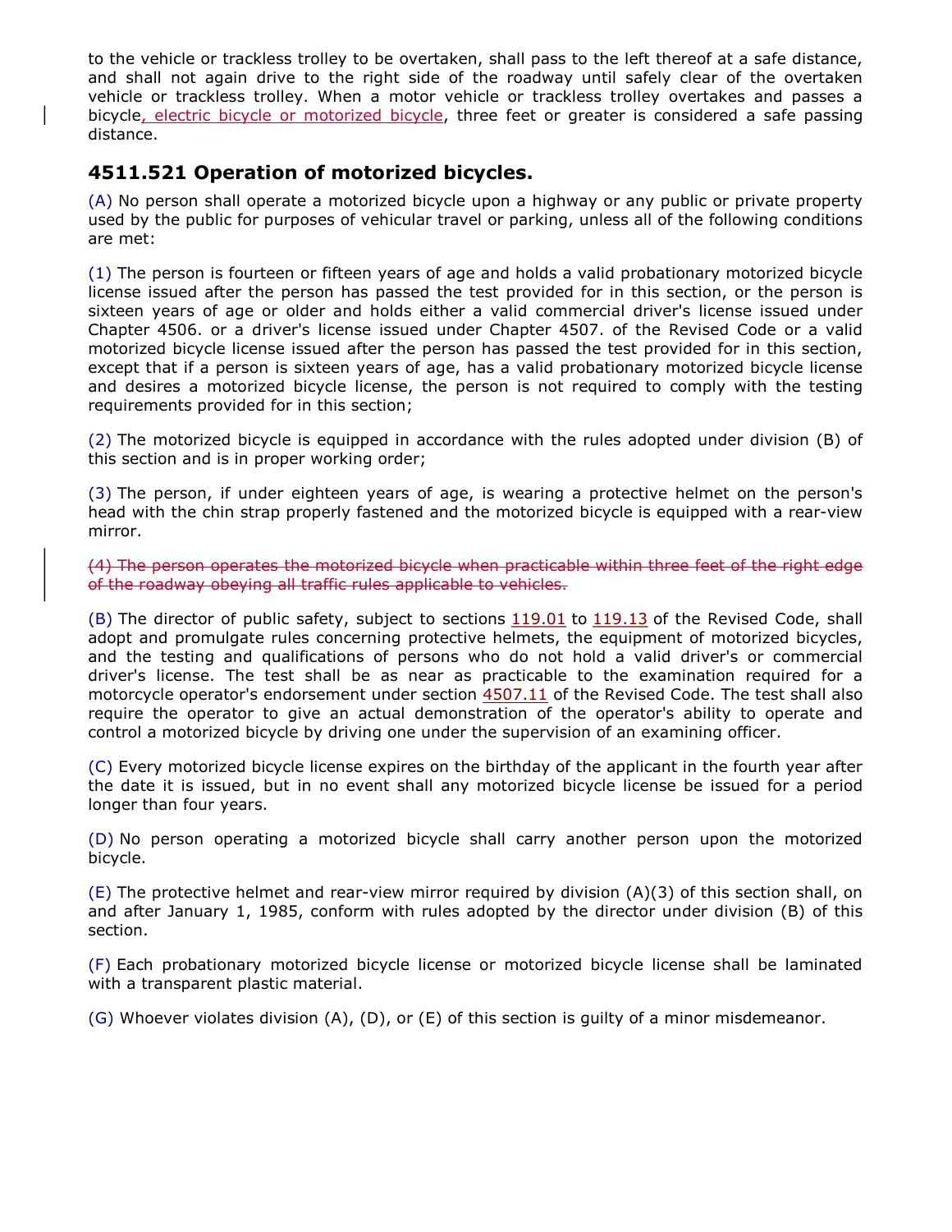to the vehicle or trackless trolley to be overtaken, shall pass to the left thereof at a safe distance, and shall not again drive to the right side of the roadway until safely clear of the overtaken vehicle or trackless trolley. When a motor vehicle or trackless trolley overtakes and passes a bicycle, electric bicycle or motorized bicycle, three feet or greater is considered a safe passing distance.

## 4511.521 Operation of motorized bicycles.

(A) No person shall operate a motorized bicycle upon a highway or any public or private property used by the public for purposes of vehicular travel or parking, unless all of the following conditions are met:

(1) The person is fourteen or fifteen years of age and holds a valid probationary motorized bicycle license issued after the person has passed the test provided for in this section, or the person is sixteen years of age or older and holds either a valid commercial driver's license issued under Chapter 4506. or a driver's license issued under Chapter 4507. of the Revised Code or a valid motorized bicycle license issued after the person has passed the test provided for in this section, except that if a person is sixteen years of age, has a valid probationary motorized bicycle license and desires a motorized bicycle license, the person is not required to comply with the testing requirements provided for in this section;

(2) The motorized bicycle is equipped in accordance with the rules adopted under division (B) of this section and is in proper working order;

(3) The person, if under eighteen years of age, is wearing a protective helmet on the person's head with the chin strap properly fastened and the motorized bicycle is equipped with a rear-view mirror.

~~(4) The person operates the motorized bicycle when practicable within three feet of the right edge of the roadway obeying all traffic rules applicable to vehicles.~~

(B) The director of public safety, subject to sections 119.01 to 119.13 of the Revised Code, shall adopt and promulgate rules concerning protective helmets, the equipment of motorized bicycles, and the testing and qualifications of persons who do not hold a valid driver's or commercial driver's license. The test shall be as near as practicable to the examination required for a motorcycle operator's endorsement under section 4507.11 of the Revised Code. The test shall also require the operator to give an actual demonstration of the operator's ability to operate and control a motorized bicycle by driving one under the supervision of an examining officer.

(C) Every motorized bicycle license expires on the birthday of the applicant in the fourth year after the date it is issued, but in no event shall any motorized bicycle license be issued for a period longer than four years.

(D) No person operating a motorized bicycle shall carry another person upon the motorized bicycle.

(E) The protective helmet and rear-view mirror required by division (A)(3) of this section shall, on and after January 1, 1985, conform with rules adopted by the director under division (B) of this section.

(F) Each probationary motorized bicycle license or motorized bicycle license shall be laminated with a transparent plastic material.

(G) Whoever violates division (A), (D), or (E) of this section is guilty of a minor misdemeanor.